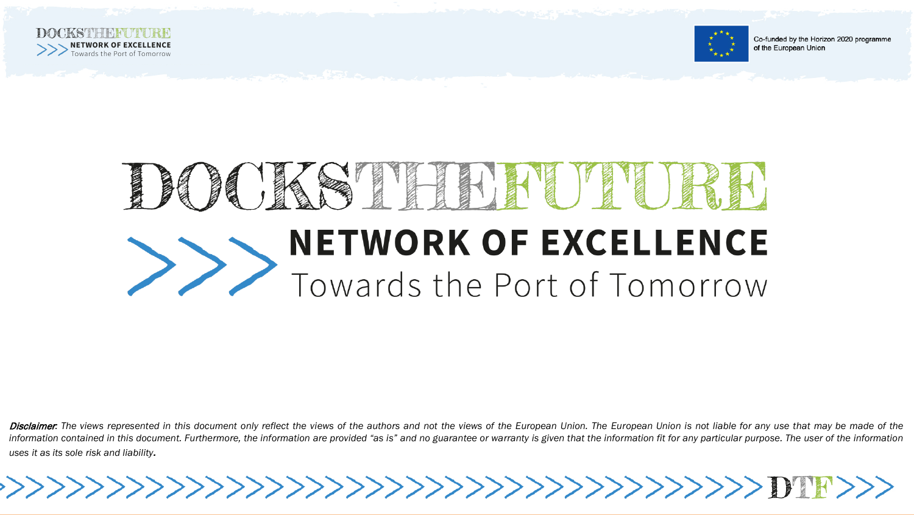DOCKSTHEFUTURE
>>> NETWORK OF EXCELLENCE
Towards the Port of Tomorrow

Co-funded by the Horizon 2020 programme of the European Union

# DOCKSTHEFUTURE

## >>> NETWORK OF EXCELLENCE

### Towards the Port of Tomorrow

***Disclaimer**: The views represented in this document only reflect the views of the authors and not the views of the European Union. The European Union is not liable for any use that may be made of the information contained in this document. Furthermore, the information are provided "as is" and no guarantee or warranty is given that the information fit for any particular purpose. The user of the information uses it as its sole risk and liability.*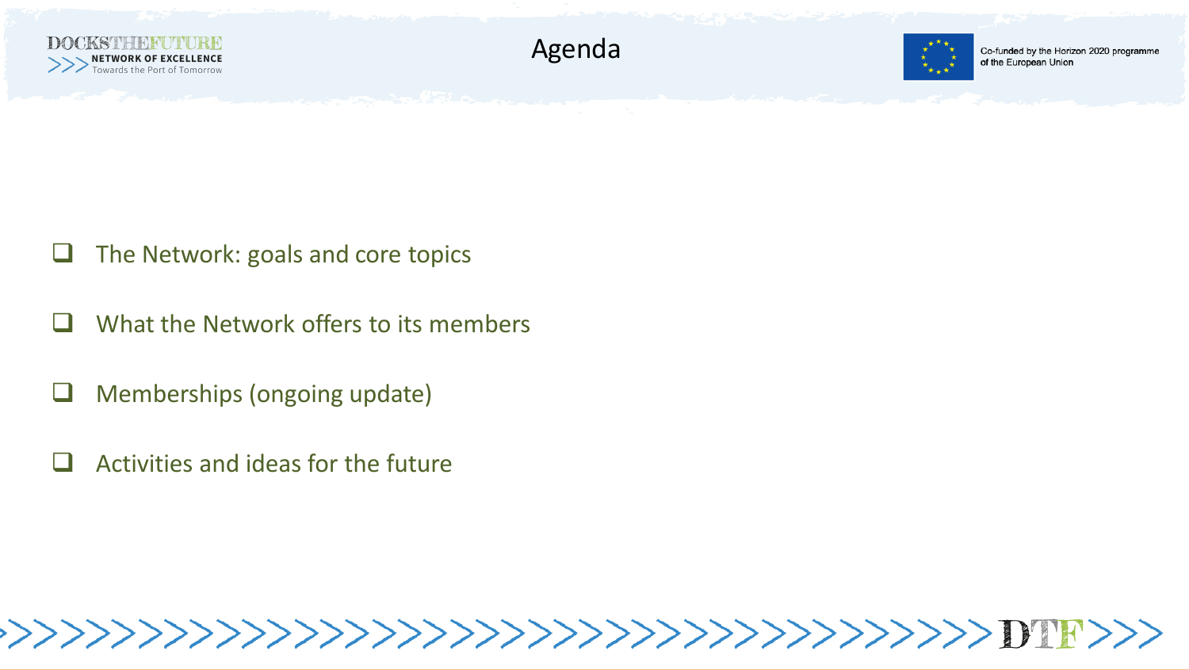# Agenda

- [ ] The Network: goals and core topics
- [ ] What the Network offers to its members
- [ ] Memberships (ongoing update)
- [ ] Activities and ideas for the future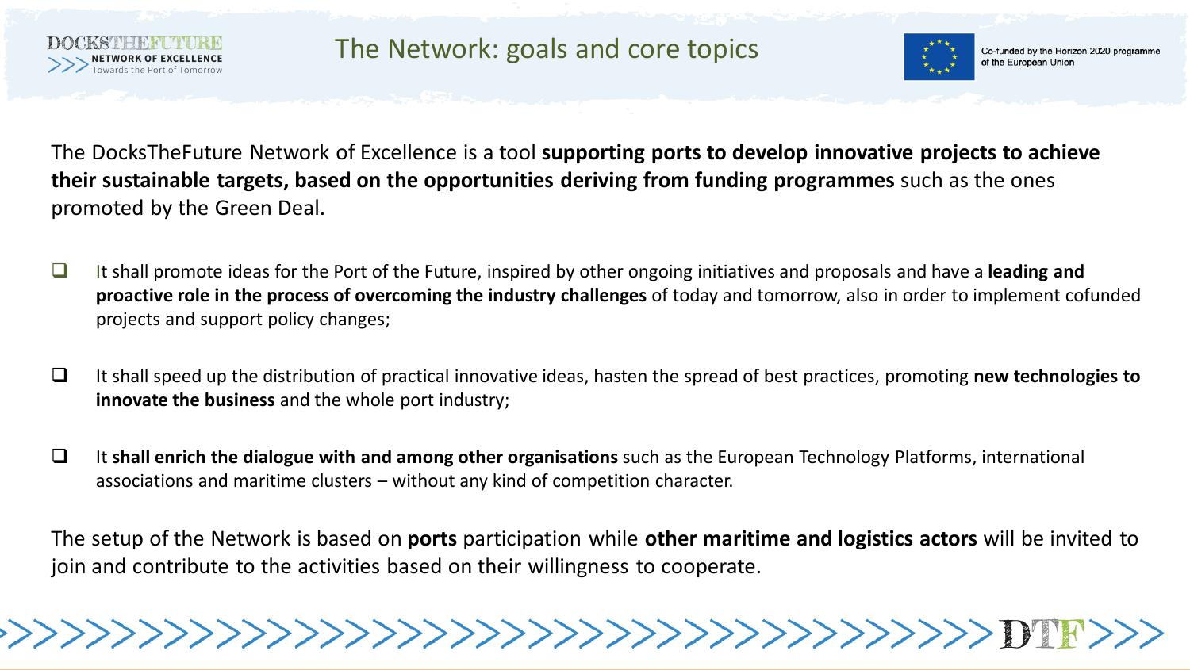# The Network: goals and core topics

The DocksTheFuture Network of Excellence is a tool **supporting ports to develop innovative projects to achieve their sustainable targets, based on the opportunities deriving from funding programmes** such as the ones promoted by the Green Deal.

- It shall promote ideas for the Port of the Future, inspired by other ongoing initiatives and proposals and have a **leading and proactive role in the process of overcoming the industry challenges** of today and tomorrow, also in order to implement cofunded projects and support policy changes;
- It shall speed up the distribution of practical innovative ideas, hasten the spread of best practices, promoting **new technologies to innovate the business** and the whole port industry;
- It **shall enrich the dialogue with and among other organisations** such as the European Technology Platforms, international associations and maritime clusters – without any kind of competition character.

The setup of the Network is based on **ports** participation while **other maritime and logistics actors** will be invited to join and contribute to the activities based on their willingness to cooperate.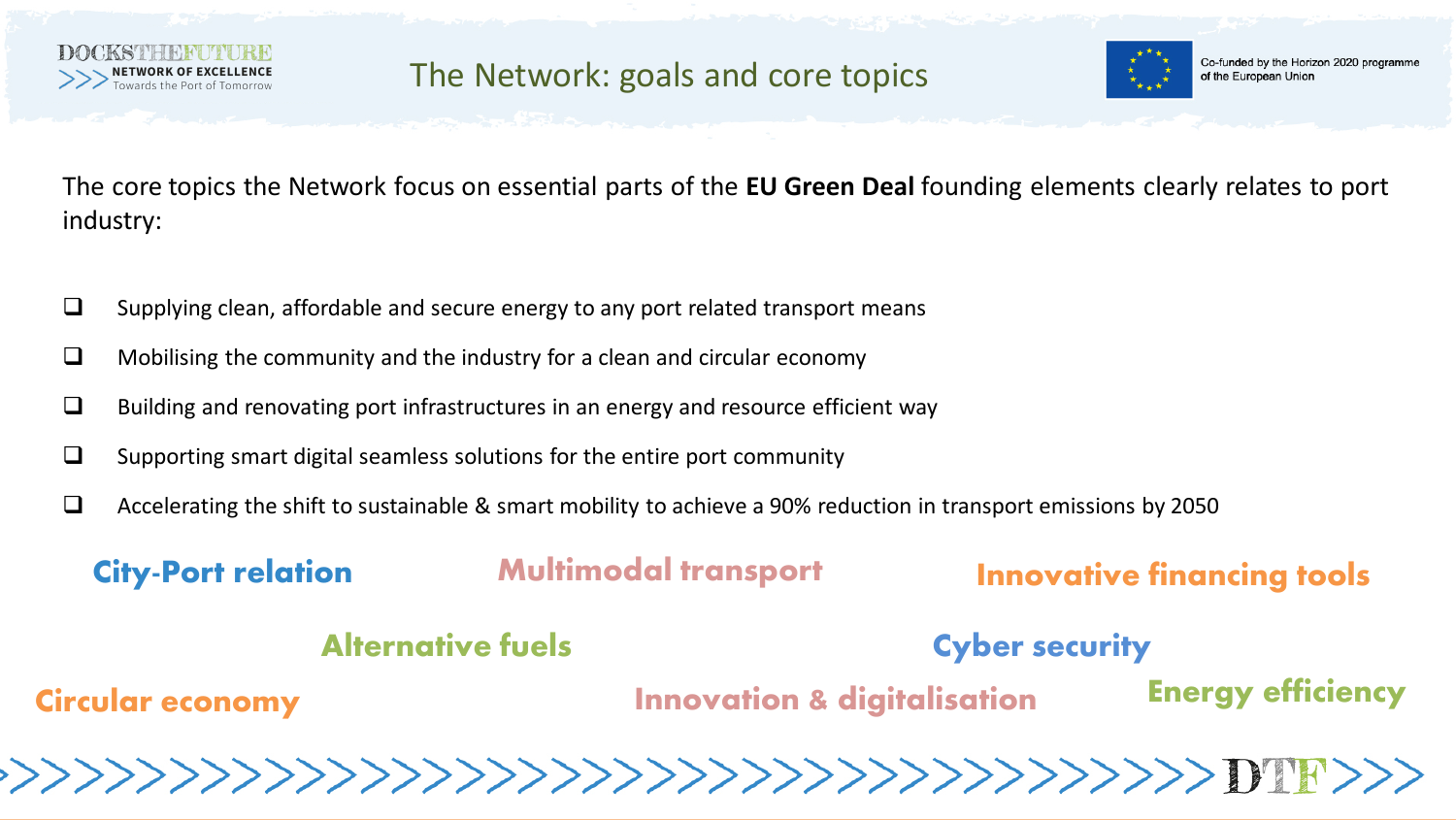# The Network: goals and core topics

The core topics the Network focus on essential parts of the **EU Green Deal** founding elements clearly relates to port industry:

- Supplying clean, affordable and secure energy to any port related transport means
- Mobilising the community and the industry for a clean and circular economy
- Building and renovating port infrastructures in an energy and resource efficient way
- Supporting smart digital seamless solutions for the entire port community
- Accelerating the shift to sustainable & smart mobility to achieve a 90% reduction in transport emissions by 2050

**City-Port relation**

**Multimodal transport**

**Innovative financing tools**

**Alternative fuels**

**Cyber security**

**Circular economy**

**Innovation & digitalisation**

**Energy efficiency**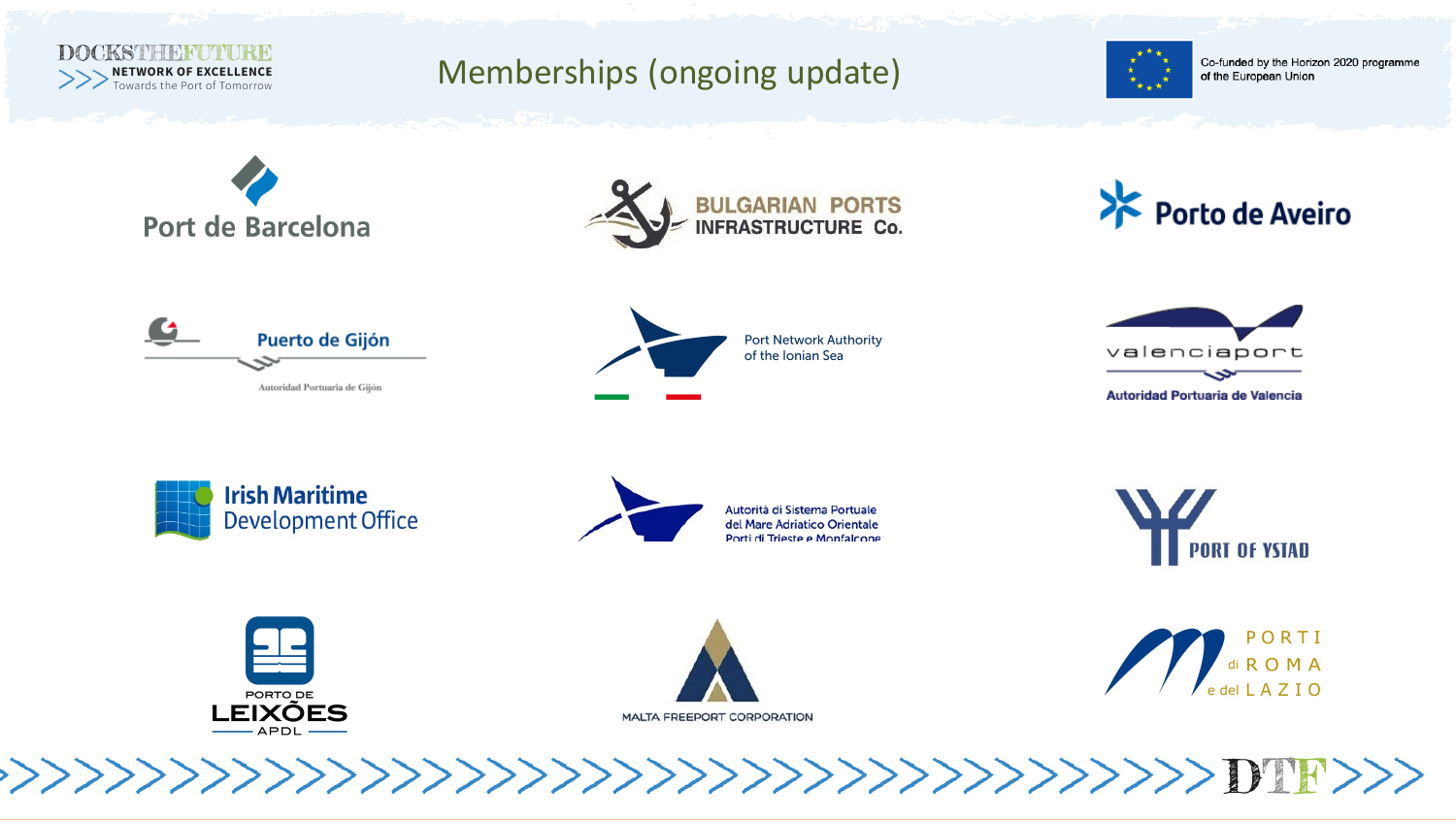# Memberships (ongoing update)

Co-funded by the Horizon 2020 programme of the European Union

- Port de Barcelona
- Bulgarian Ports Infrastructure Co.
- Porto de Aveiro
- Puerto de Gijón – Autoridad Portuaria de Gijón
- Port Network Authority of the Ionian Sea
- valenciaport – Autoridad Portuaria de Valencia
- Irish Maritime Development Office
- Autorità di Sistema Portuale del Mare Adriatico Orientale – Porti di Trieste e Monfalcone
- Port of Ystad
- Porto de Leixões – APDL
- Malta Freeport Corporation
- Porti di Roma e del Lazio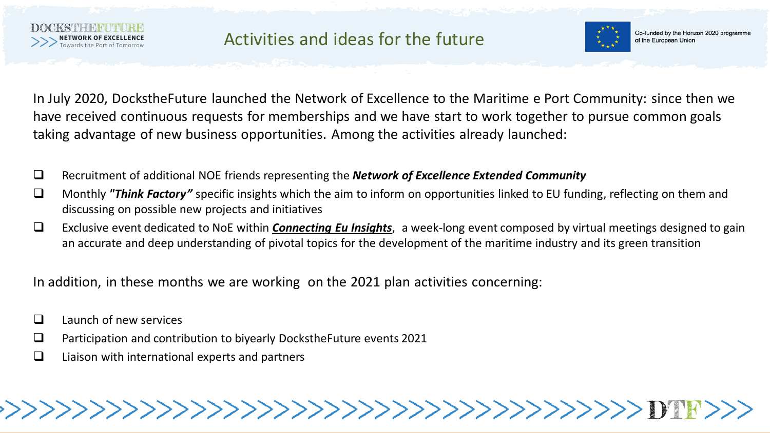# Activities and ideas for the future

In July 2020, DockstheFuture launched the Network of Excellence to the Maritime e Port Community: since then we have received continuous requests for memberships and we have start to work together to pursue common goals taking advantage of new business opportunities. Among the activities already launched:

- Recruitment of additional NOE friends representing the ***Network of Excellence Extended Community***
- Monthly ***"Think Factory"*** specific insights which the aim to inform on opportunities linked to EU funding, reflecting on them and discussing on possible new projects and initiatives
- Exclusive event dedicated to NoE within ***Connecting Eu Insights***, a week-long event composed by virtual meetings designed to gain an accurate and deep understanding of pivotal topics for the development of the maritime industry and its green transition

In addition, in these months we are working on the 2021 plan activities concerning:

- Launch of new services
- Participation and contribution to biyearly DockstheFuture events 2021
- Liaison with international experts and partners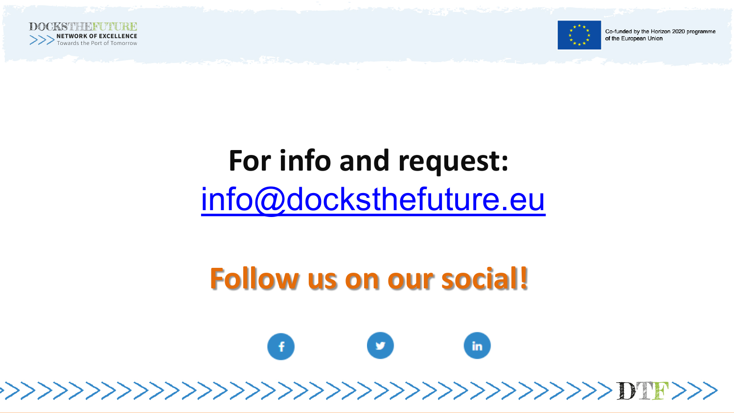DOCKSTHEFUTURE
NETWORK OF EXCELLENCE
Towards the Port of Tomorrow

Co-funded by the Horizon 2020 programme of the European Union

# For info and request:

info@docksthefuture.eu

## Follow us on our social!